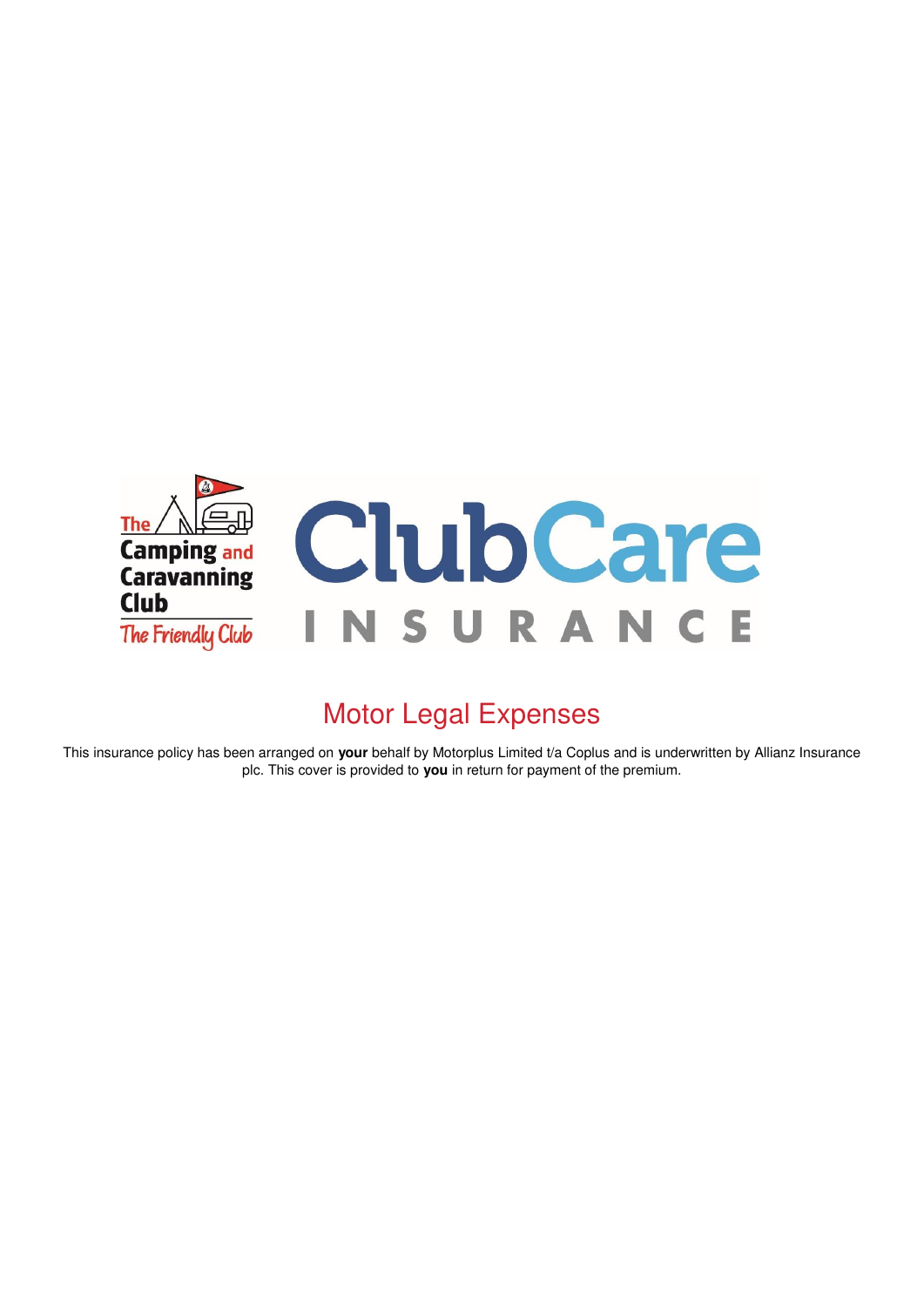The Camping and Caravanning Club

The Friendly Club

ClubCare INSURANCE

# Motor Legal Expenses

This insurance policy has been arranged on **your** behalf by Motorplus Limited t/a Coplus and is underwritten by Allianz Insurance plc. This cover is provided to **you** in return for payment of the premium.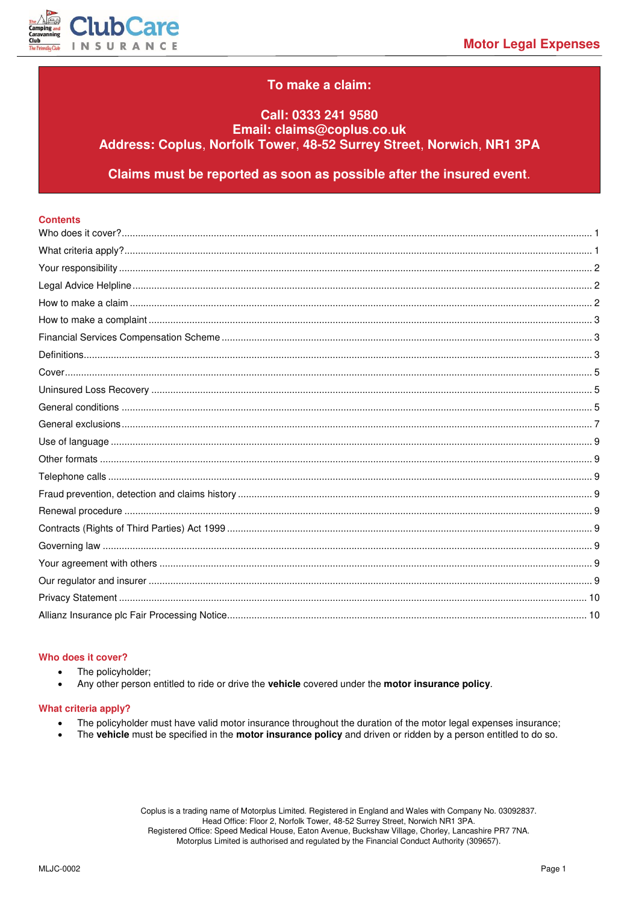Motor Legal Expenses

**To make a claim:**

**Call: 0333 241 9580**
**Email: claims@coplus.co.uk**
**Address: Coplus, Norfolk Tower, 48-52 Surrey Street, Norwich, NR1 3PA**

**Claims must be reported as soon as possible after the insured event.**

## Contents

| | |
|---|---|
| Who does it cover? | 1 |
| What criteria apply? | 1 |
| Your responsibility | 2 |
| Legal Advice Helpline | 2 |
| How to make a claim | 2 |
| How to make a complaint | 3 |
| Financial Services Compensation Scheme | 3 |
| Definitions | 3 |
| Cover | 5 |
| Uninsured Loss Recovery | 5 |
| General conditions | 5 |
| General exclusions | 7 |
| Use of language | 9 |
| Other formats | 9 |
| Telephone calls | 9 |
| Fraud prevention, detection and claims history | 9 |
| Renewal procedure | 9 |
| Contracts (Rights of Third Parties) Act 1999 | 9 |
| Governing law | 9 |
| Your agreement with others | 9 |
| Our regulator and insurer | 9 |
| Privacy Statement | 10 |
| Allianz Insurance plc Fair Processing Notice | 10 |

## Who does it cover?

- The policyholder;
- Any other person entitled to ride or drive the **vehicle** covered under the **motor insurance policy**.

## What criteria apply?

- The policyholder must have valid motor insurance throughout the duration of the motor legal expenses insurance;
- The **vehicle** must be specified in the **motor insurance policy** and driven or ridden by a person entitled to do so.

Coplus is a trading name of Motorplus Limited. Registered in England and Wales with Company No. 03092837.
Head Office: Floor 2, Norfolk Tower, 48-52 Surrey Street, Norwich NR1 3PA.
Registered Office: Speed Medical House, Eaton Avenue, Buckshaw Village, Chorley, Lancashire PR7 7NA.
Motorplus Limited is authorised and regulated by the Financial Conduct Authority (309657).

MLJC-0002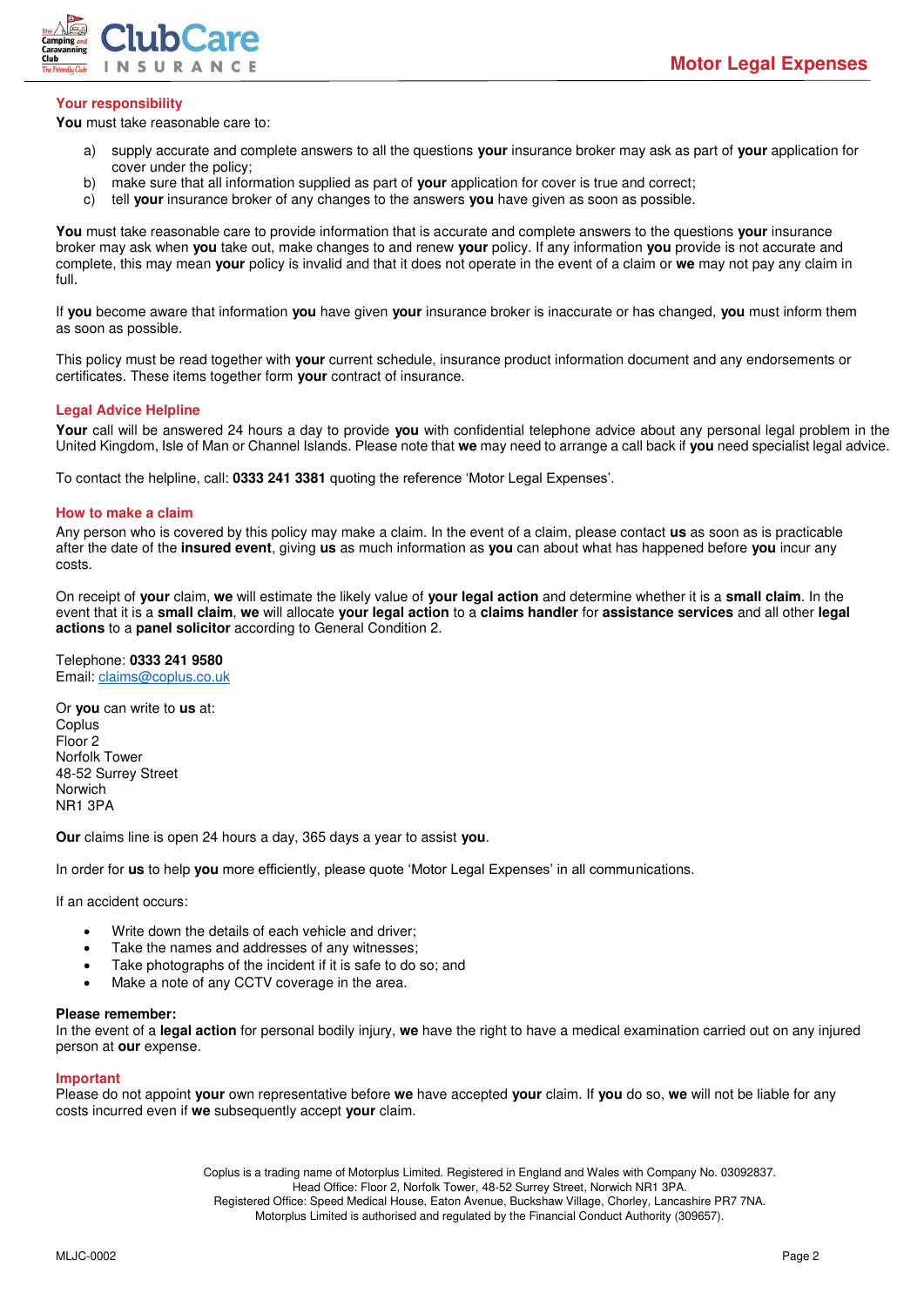## Your responsibility

**You** must take reasonable care to:

a) supply accurate and complete answers to all the questions **your** insurance broker may ask as part of **your** application for cover under the policy;
b) make sure that all information supplied as part of **your** application for cover is true and correct;
c) tell **your** insurance broker of any changes to the answers **you** have given as soon as possible.

**You** must take reasonable care to provide information that is accurate and complete answers to the questions **your** insurance broker may ask when **you** take out, make changes to and renew **your** policy. If any information **you** provide is not accurate and complete, this may mean **your** policy is invalid and that it does not operate in the event of a claim or **we** may not pay any claim in full.

If **you** become aware that information **you** have given **your** insurance broker is inaccurate or has changed, **you** must inform them as soon as possible.

This policy must be read together with **your** current schedule, insurance product information document and any endorsements or certificates. These items together form **your** contract of insurance.

## Legal Advice Helpline

**Your** call will be answered 24 hours a day to provide **you** with confidential telephone advice about any personal legal problem in the United Kingdom, Isle of Man or Channel Islands. Please note that **we** may need to arrange a call back if **you** need specialist legal advice.

To contact the helpline, call: **0333 241 3381** quoting the reference 'Motor Legal Expenses'.

## How to make a claim

Any person who is covered by this policy may make a claim. In the event of a claim, please contact **us** as soon as is practicable after the date of the **insured event**, giving **us** as much information as **you** can about what has happened before **you** incur any costs.

On receipt of **your** claim, **we** will estimate the likely value of **your legal action** and determine whether it is a **small claim**. In the event that it is a **small claim**, **we** will allocate **your legal action** to a **claims handler** for **assistance services** and all other **legal actions** to a **panel solicitor** according to General Condition 2.

Telephone: **0333 241 9580**
Email: claims@coplus.co.uk

Or **you** can write to **us** at:
Coplus
Floor 2
Norfolk Tower
48-52 Surrey Street
Norwich
NR1 3PA

**Our** claims line is open 24 hours a day, 365 days a year to assist **you**.

In order for **us** to help **you** more efficiently, please quote 'Motor Legal Expenses' in all communications.

If an accident occurs:

- Write down the details of each vehicle and driver;
- Take the names and addresses of any witnesses;
- Take photographs of the incident if it is safe to do so; and
- Make a note of any CCTV coverage in the area.

**Please remember:**
In the event of a **legal action** for personal bodily injury, **we** have the right to have a medical examination carried out on any injured person at **our** expense.

## Important

Please do not appoint **your** own representative before **we** have accepted **your** claim. If **you** do so, **we** will not be liable for any costs incurred even if **we** subsequently accept **your** claim.

Coplus is a trading name of Motorplus Limited. Registered in England and Wales with Company No. 03092837.
Head Office: Floor 2, Norfolk Tower, 48-52 Surrey Street, Norwich NR1 3PA.
Registered Office: Speed Medical House, Eaton Avenue, Buckshaw Village, Chorley, Lancashire PR7 7NA.
Motorplus Limited is authorised and regulated by the Financial Conduct Authority (309657).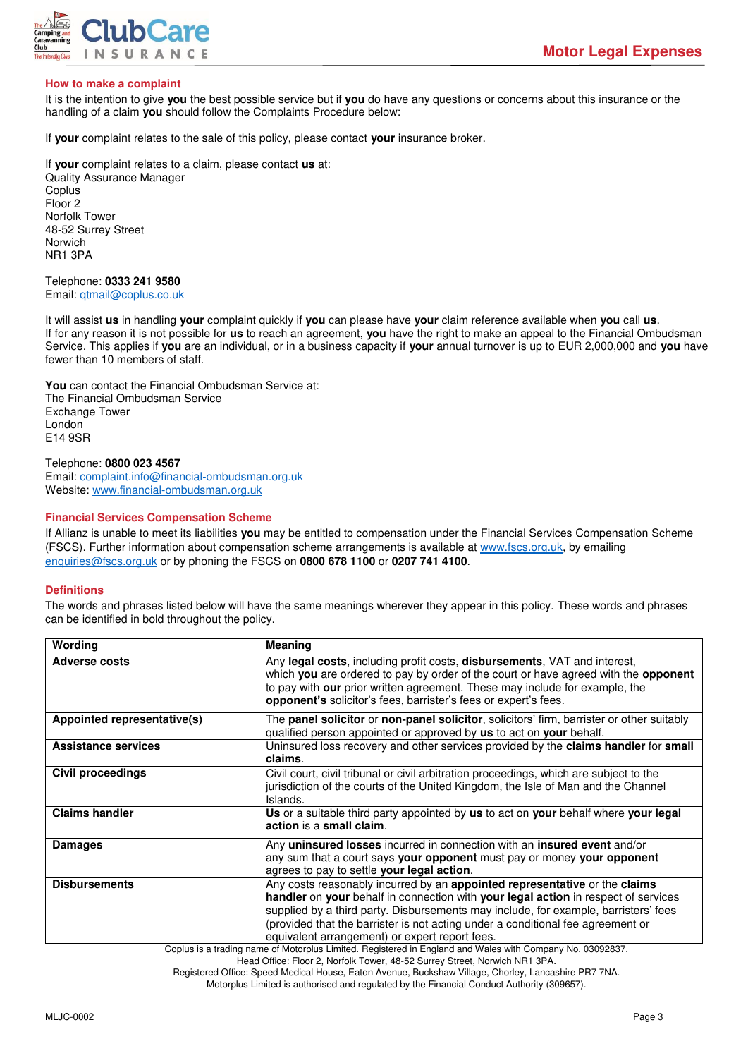## How to make a complaint

It is the intention to give **you** the best possible service but if **you** do have any questions or concerns about this insurance or the handling of a claim **you** should follow the Complaints Procedure below:

If **your** complaint relates to the sale of this policy, please contact **your** insurance broker.

If **your** complaint relates to a claim, please contact **us** at:
Quality Assurance Manager
Coplus
Floor 2
Norfolk Tower
48-52 Surrey Street
Norwich
NR1 3PA

Telephone: **0333 241 9580**
Email: qtmail@coplus.co.uk

It will assist **us** in handling **your** complaint quickly if **you** can please have **your** claim reference available when **you** call **us**.
If for any reason it is not possible for **us** to reach an agreement, **you** have the right to make an appeal to the Financial Ombudsman Service. This applies if **you** are an individual, or in a business capacity if **your** annual turnover is up to EUR 2,000,000 and **you** have fewer than 10 members of staff.

**You** can contact the Financial Ombudsman Service at:
The Financial Ombudsman Service
Exchange Tower
London
E14 9SR

Telephone: **0800 023 4567**
Email: complaint.info@financial-ombudsman.org.uk
Website: www.financial-ombudsman.org.uk

## Financial Services Compensation Scheme

If Allianz is unable to meet its liabilities **you** may be entitled to compensation under the Financial Services Compensation Scheme (FSCS). Further information about compensation scheme arrangements is available at www.fscs.org.uk, by emailing enquiries@fscs.org.uk or by phoning the FSCS on **0800 678 1100** or **0207 741 4100**.

## Definitions

The words and phrases listed below will have the same meanings wherever they appear in this policy. These words and phrases can be identified in bold throughout the policy.

| Wording | Meaning |
|---|---|
| **Adverse costs** | Any **legal costs**, including profit costs, **disbursements**, VAT and interest, which **you** are ordered to pay by order of the court or have agreed with the **opponent** to pay with **our** prior written agreement. These may include for example, the **opponent's** solicitor's fees, barrister's fees or expert's fees. |
| **Appointed representative(s)** | The **panel solicitor** or **non-panel solicitor**, solicitors' firm, barrister or other suitably qualified person appointed or approved by **us** to act on **your** behalf. |
| **Assistance services** | Uninsured loss recovery and other services provided by the **claims handler** for **small claims**. |
| **Civil proceedings** | Civil court, civil tribunal or civil arbitration proceedings, which are subject to the jurisdiction of the courts of the United Kingdom, the Isle of Man and the Channel Islands. |
| **Claims handler** | **Us** or a suitable third party appointed by **us** to act on **your** behalf where **your legal action** is a **small claim**. |
| **Damages** | Any **uninsured losses** incurred in connection with an **insured event** and/or any sum that a court says **your opponent** must pay or money **your opponent** agrees to pay to settle **your legal action**. |
| **Disbursements** | Any costs reasonably incurred by an **appointed representative** or the **claims handler** on **your** behalf in connection with **your legal action** in respect of services supplied by a third party. Disbursements may include, for example, barristers' fees (provided that the barrister is not acting under a conditional fee agreement or equivalent arrangement) or expert report fees. |

Coplus is a trading name of Motorplus Limited. Registered in England and Wales with Company No. 03092837.
Head Office: Floor 2, Norfolk Tower, 48-52 Surrey Street, Norwich NR1 3PA.
Registered Office: Speed Medical House, Eaton Avenue, Buckshaw Village, Chorley, Lancashire PR7 7NA.
Motorplus Limited is authorised and regulated by the Financial Conduct Authority (309657).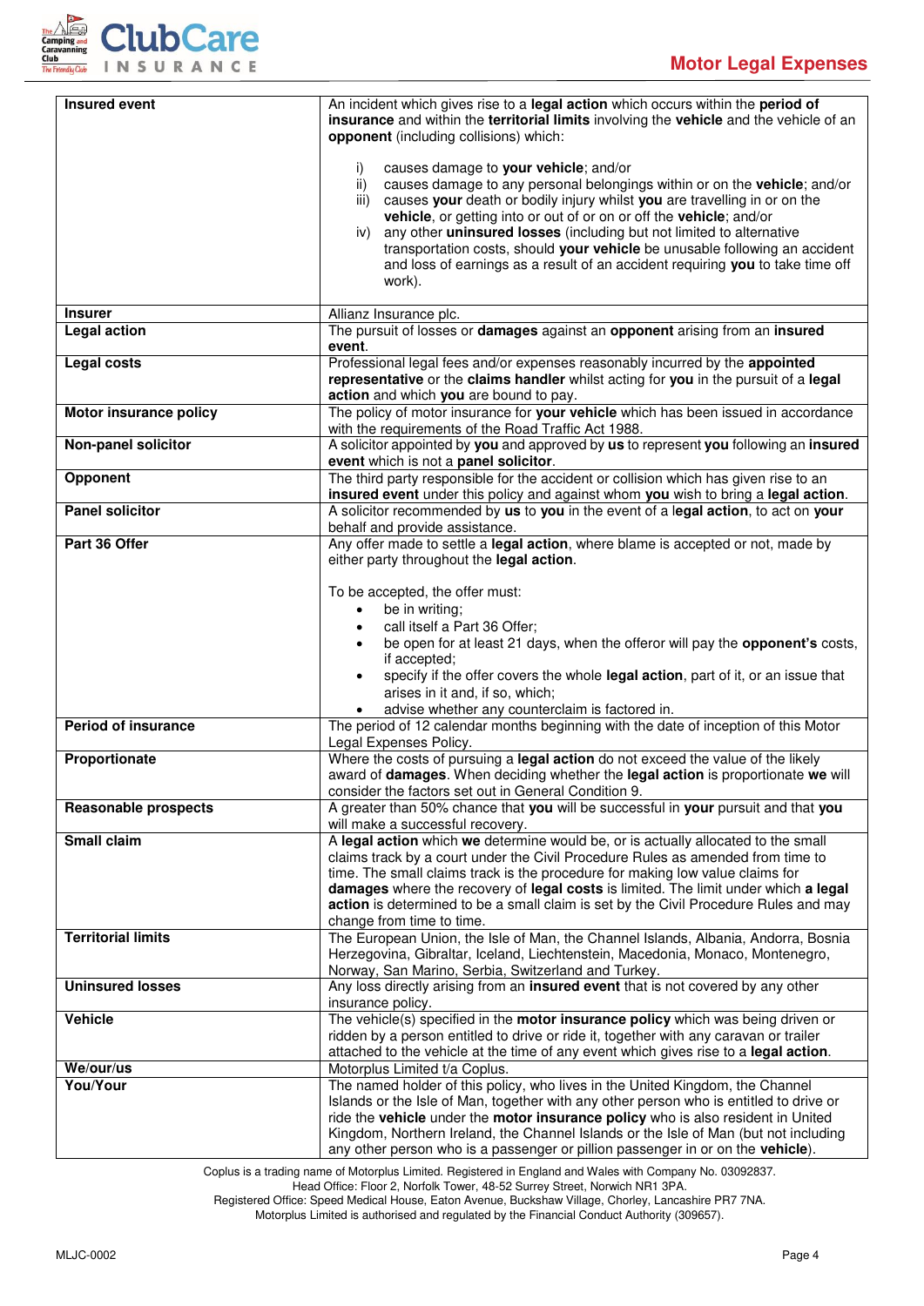| | |
|---|---|
| **Insured event** | An incident which gives rise to a **legal action** which occurs within the **period of insurance** and within the **territorial limits** involving the **vehicle** and the vehicle of an **opponent** (including collisions) which:<br><br>i) causes damage to **your vehicle**; and/or<br>ii) causes damage to any personal belongings within or on the **vehicle**; and/or<br>iii) causes **your** death or bodily injury whilst **you** are travelling in or on the **vehicle**, or getting into or out of or on or off the **vehicle**; and/or<br>iv) any other **uninsured losses** (including but not limited to alternative transportation costs, should **your vehicle** be unusable following an accident and loss of earnings as a result of an accident requiring **you** to take time off work). |
| **Insurer** | Allianz Insurance plc. |
| **Legal action** | The pursuit of losses or **damages** against an **opponent** arising from an **insured event**. |
| **Legal costs** | Professional legal fees and/or expenses reasonably incurred by the **appointed representative** or the **claims handler** whilst acting for **you** in the pursuit of a **legal action** and which **you** are bound to pay. |
| **Motor insurance policy** | The policy of motor insurance for **your vehicle** which has been issued in accordance with the requirements of the Road Traffic Act 1988. |
| **Non-panel solicitor** | A solicitor appointed by **you** and approved by **us** to represent **you** following an **insured event** which is not a **panel solicitor**. |
| **Opponent** | The third party responsible for the accident or collision which has given rise to an **insured event** under this policy and against whom **you** wish to bring a **legal action**. |
| **Panel solicitor** | A solicitor recommended by **us** to **you** in the event of a l**egal action**, to act on **your** behalf and provide assistance. |
| **Part 36 Offer** | Any offer made to settle a **legal action**, where blame is accepted or not, made by either party throughout the **legal action**.<br><br>To be accepted, the offer must:<br>• be in writing;<br>• call itself a Part 36 Offer;<br>• be open for at least 21 days, when the offeror will pay the **opponent's** costs, if accepted;<br>• specify if the offer covers the whole **legal action**, part of it, or an issue that arises in it and, if so, which;<br>• advise whether any counterclaim is factored in. |
| **Period of insurance** | The period of 12 calendar months beginning with the date of inception of this Motor Legal Expenses Policy. |
| **Proportionate** | Where the costs of pursuing a **legal action** do not exceed the value of the likely award of **damages**. When deciding whether the **legal action** is proportionate **we** will consider the factors set out in General Condition 9. |
| **Reasonable prospects** | A greater than 50% chance that **you** will be successful in **your** pursuit and that **you** will make a successful recovery. |
| **Small claim** | A **legal action** which **we** determine would be, or is actually allocated to the small claims track by a court under the Civil Procedure Rules as amended from time to time. The small claims track is the procedure for making low value claims for **damages** where the recovery of **legal costs** is limited. The limit under which **a legal action** is determined to be a small claim is set by the Civil Procedure Rules and may change from time to time. |
| **Territorial limits** | The European Union, the Isle of Man, the Channel Islands, Albania, Andorra, Bosnia Herzegovina, Gibraltar, Iceland, Liechtenstein, Macedonia, Monaco, Montenegro, Norway, San Marino, Serbia, Switzerland and Turkey. |
| **Uninsured losses** | Any loss directly arising from an **insured event** that is not covered by any other insurance policy. |
| **Vehicle** | The vehicle(s) specified in the **motor insurance policy** which was being driven or ridden by a person entitled to drive or ride it, together with any caravan or trailer attached to the vehicle at the time of any event which gives rise to a **legal action**. |
| **We/our/us** | Motorplus Limited t/a Coplus. |
| **You/Your** | The named holder of this policy, who lives in the United Kingdom, the Channel Islands or the Isle of Man, together with any other person who is entitled to drive or ride the **vehicle** under the **motor insurance policy** who is also resident in United Kingdom, Northern Ireland, the Channel Islands or the Isle of Man (but not including any other person who is a passenger or pillion passenger in or on the **vehicle**). |

Coplus is a trading name of Motorplus Limited. Registered in England and Wales with Company No. 03092837.
Head Office: Floor 2, Norfolk Tower, 48-52 Surrey Street, Norwich NR1 3PA.
Registered Office: Speed Medical House, Eaton Avenue, Buckshaw Village, Chorley, Lancashire PR7 7NA.
Motorplus Limited is authorised and regulated by the Financial Conduct Authority (309657).

MLJC-0002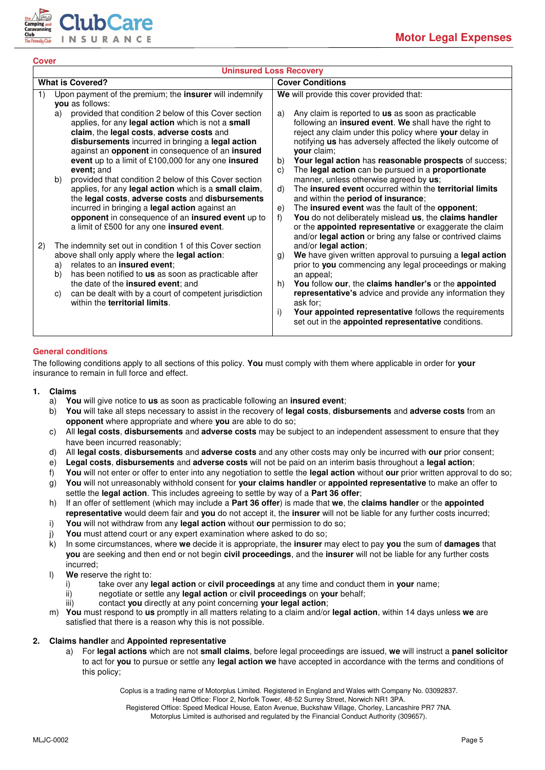## Cover

| Uninsured Loss Recovery | |
|---|---|
| **What is Covered?** | **Cover Conditions** |
| 1) Upon payment of the premium; the **insurer** will indemnify **you** as follows:<br>a) provided that condition 2 below of this Cover section applies, for any **legal action** which is not a **small claim**, the **legal costs**, **adverse costs** and **disbursements** incurred in bringing a **legal action** against an **opponent** in consequence of an **insured event** up to a limit of £100,000 for any one **insured event;** and<br>b) provided that condition 2 below of this Cover section applies, for any **legal action** which is a **small claim**, the **legal costs**, **adverse costs** and **disbursements** incurred in bringing a **legal action** against an **opponent** in consequence of an **insured event** up to a limit of £500 for any one **insured event**.<br><br>2) The indemnity set out in condition 1 of this Cover section above shall only apply where the **legal action**:<br>a) relates to an **insured event**;<br>b) has been notified to **us** as soon as practicable after the date of the **insured event**; and<br>c) can be dealt with by a court of competent jurisdiction within the **territorial limits**. | **We** will provide this cover provided that:<br><br>a) Any claim is reported to **us** as soon as practicable following an **insured event**. **We** shall have the right to reject any claim under this policy where **your** delay in notifying **us** has adversely affected the likely outcome of **your** claim;<br>b) **Your legal action** has **reasonable prospects** of success;<br>c) The **legal action** can be pursued in a **proportionate** manner, unless otherwise agreed by **us**;<br>d) The **insured event** occurred within the **territorial limits** and within the **period of insurance**;<br>e) The **insured event** was the fault of the **opponent**;<br>f) **You** do not deliberately mislead **us**, the **claims handler** or the **appointed representative** or exaggerate the claim and/or **legal action** or bring any false or contrived claims and/or **legal action**;<br>g) **We** have given written approval to pursuing a **legal action** prior to **you** commencing any legal proceedings or making an appeal;<br>h) **You** follow **our**, the **claims handler's** or the **appointed representative's** advice and provide any information they ask for;<br>i) **Your appointed representative** follows the requirements set out in the **appointed representative** conditions. |

## General conditions

The following conditions apply to all sections of this policy. **You** must comply with them where applicable in order for **your** insurance to remain in full force and effect.

1. **Claims**
   a) **You** will give notice to **us** as soon as practicable following an **insured event**;
   b) **You** will take all steps necessary to assist in the recovery of **legal costs**, **disbursements** and **adverse costs** from an **opponent** where appropriate and where **you** are able to do so;
   c) All **legal costs**, **disbursements** and **adverse costs** may be subject to an independent assessment to ensure that they have been incurred reasonably;
   d) All **legal costs**, **disbursements** and **adverse costs** and any other costs may only be incurred with **our** prior consent;
   e) **Legal costs**, **disbursements** and **adverse costs** will not be paid on an interim basis throughout a **legal action**;
   f) **You** will not enter or offer to enter into any negotiation to settle the **legal action** without **our** prior written approval to do so;
   g) **You** will not unreasonably withhold consent for **your claims handler** or **appointed representative** to make an offer to settle the **legal action**. This includes agreeing to settle by way of a **Part 36 offer**;
   h) If an offer of settlement (which may include a **Part 36 offer**) is made that **we**, the **claims handler** or the **appointed representative** would deem fair and **you** do not accept it, the **insurer** will not be liable for any further costs incurred;
   i) **You** will not withdraw from any **legal action** without **our** permission to do so;
   j) **You** must attend court or any expert examination where asked to do so;
   k) In some circumstances, where **we** decide it is appropriate, the **insurer** may elect to pay **you** the sum of **damages** that **you** are seeking and then end or not begin **civil proceedings**, and the **insurer** will not be liable for any further costs incurred;
   l) **We** reserve the right to:
      i) take over any **legal action** or **civil proceedings** at any time and conduct them in **your** name;
      ii) negotiate or settle any **legal action** or **civil proceedings** on **your** behalf;
      iii) contact **you** directly at any point concerning **your legal action**;
   m) **You** must respond to **us** promptly in all matters relating to a claim and/or **legal action**, within 14 days unless **we** are satisfied that there is a reason why this is not possible.

2. **Claims handler** and **Appointed representative**
   a) For **legal actions** which are not **small claims**, before legal proceedings are issued, **we** will instruct a **panel solicitor** to act for **you** to pursue or settle any **legal action we** have accepted in accordance with the terms and conditions of this policy;

Coplus is a trading name of Motorplus Limited. Registered in England and Wales with Company No. 03092837.
Head Office: Floor 2, Norfolk Tower, 48-52 Surrey Street, Norwich NR1 3PA.
Registered Office: Speed Medical House, Eaton Avenue, Buckshaw Village, Chorley, Lancashire PR7 7NA.
Motorplus Limited is authorised and regulated by the Financial Conduct Authority (309657).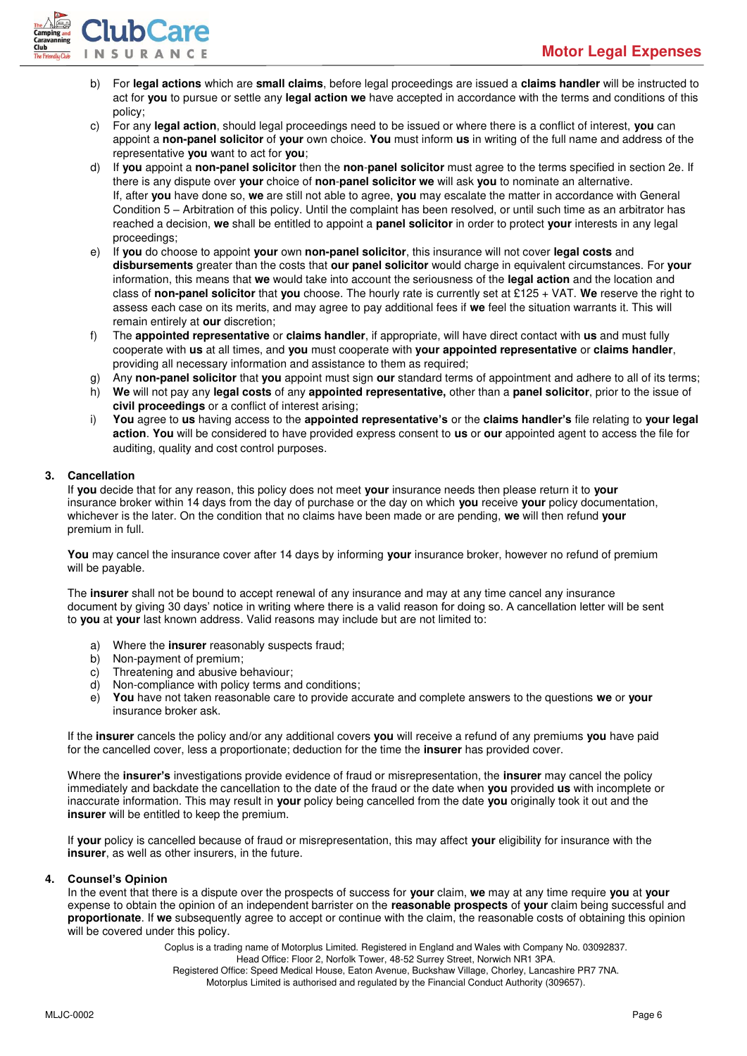b) For **legal actions** which are **small claims**, before legal proceedings are issued a **claims handler** will be instructed to act for **you** to pursue or settle any **legal action we** have accepted in accordance with the terms and conditions of this policy;

c) For any **legal action**, should legal proceedings need to be issued or where there is a conflict of interest, **you** can appoint a **non-panel solicitor** of **your** own choice. **You** must inform **us** in writing of the full name and address of the representative **you** want to act for **you**;

d) If **you** appoint a **non-panel solicitor** then the **non-panel solicitor** must agree to the terms specified in section 2e. If there is any dispute over **your** choice of **non-panel solicitor we** will ask **you** to nominate an alternative. If, after **you** have done so, **we** are still not able to agree, **you** may escalate the matter in accordance with General Condition 5 – Arbitration of this policy. Until the complaint has been resolved, or until such time as an arbitrator has reached a decision, **we** shall be entitled to appoint a **panel solicitor** in order to protect **your** interests in any legal proceedings;

e) If **you** do choose to appoint **your** own **non-panel solicitor**, this insurance will not cover **legal costs** and **disbursements** greater than the costs that **our panel solicitor** would charge in equivalent circumstances. For **your** information, this means that **we** would take into account the seriousness of the **legal action** and the location and class of **non-panel solicitor** that **you** choose. The hourly rate is currently set at £125 + VAT. **We** reserve the right to assess each case on its merits, and may agree to pay additional fees if **we** feel the situation warrants it. This will remain entirely at **our** discretion;

f) The **appointed representative** or **claims handler**, if appropriate, will have direct contact with **us** and must fully cooperate with **us** at all times, and **you** must cooperate with **your appointed representative** or **claims handler**, providing all necessary information and assistance to them as required;

g) Any **non-panel solicitor** that **you** appoint must sign **our** standard terms of appointment and adhere to all of its terms;

h) **We** will not pay any **legal costs** of any **appointed representative,** other than a **panel solicitor**, prior to the issue of **civil proceedings** or a conflict of interest arising;

i) **You** agree to **us** having access to the **appointed representative's** or the **claims handler's** file relating to **your legal action**. **You** will be considered to have provided express consent to **us** or **our** appointed agent to access the file for auditing, quality and cost control purposes.

### 3. Cancellation

If **you** decide that for any reason, this policy does not meet **your** insurance needs then please return it to **your** insurance broker within 14 days from the day of purchase or the day on which **you** receive **your** policy documentation, whichever is the later. On the condition that no claims have been made or are pending, **we** will then refund **your** premium in full.

**You** may cancel the insurance cover after 14 days by informing **your** insurance broker, however no refund of premium will be payable.

The **insurer** shall not be bound to accept renewal of any insurance and may at any time cancel any insurance document by giving 30 days' notice in writing where there is a valid reason for doing so. A cancellation letter will be sent to **you** at **your** last known address. Valid reasons may include but are not limited to:

a) Where the **insurer** reasonably suspects fraud;
b) Non-payment of premium;
c) Threatening and abusive behaviour;
d) Non-compliance with policy terms and conditions;
e) **You** have not taken reasonable care to provide accurate and complete answers to the questions **we** or **your** insurance broker ask.

If the **insurer** cancels the policy and/or any additional covers **you** will receive a refund of any premiums **you** have paid for the cancelled cover, less a proportionate; deduction for the time the **insurer** has provided cover.

Where the **insurer's** investigations provide evidence of fraud or misrepresentation, the **insurer** may cancel the policy immediately and backdate the cancellation to the date of the fraud or the date when **you** provided **us** with incomplete or inaccurate information. This may result in **your** policy being cancelled from the date **you** originally took it out and the **insurer** will be entitled to keep the premium.

If **your** policy is cancelled because of fraud or misrepresentation, this may affect **your** eligibility for insurance with the **insurer**, as well as other insurers, in the future.

### 4. Counsel's Opinion

In the event that there is a dispute over the prospects of success for **your** claim, **we** may at any time require **you** at **your** expense to obtain the opinion of an independent barrister on the **reasonable prospects** of **your** claim being successful and **proportionate**. If **we** subsequently agree to accept or continue with the claim, the reasonable costs of obtaining this opinion will be covered under this policy.

Coplus is a trading name of Motorplus Limited. Registered in England and Wales with Company No. 03092837.
Head Office: Floor 2, Norfolk Tower, 48-52 Surrey Street, Norwich NR1 3PA.
Registered Office: Speed Medical House, Eaton Avenue, Buckshaw Village, Chorley, Lancashire PR7 7NA.
Motorplus Limited is authorised and regulated by the Financial Conduct Authority (309657).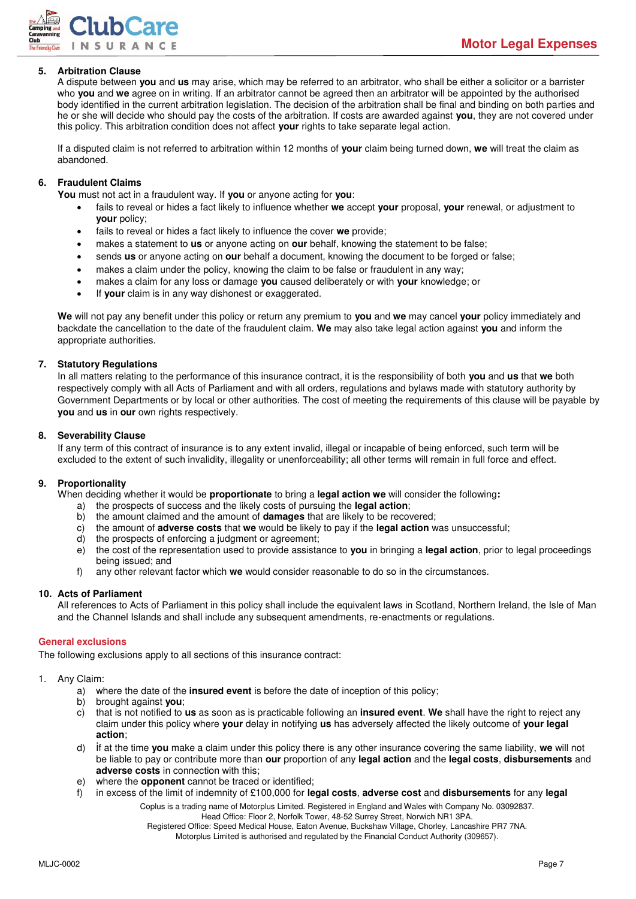5. **Arbitration Clause**
   A dispute between **you** and **us** may arise, which may be referred to an arbitrator, who shall be either a solicitor or a barrister who **you** and **we** agree on in writing. If an arbitrator cannot be agreed then an arbitrator will be appointed by the authorised body identified in the current arbitration legislation. The decision of the arbitration shall be final and binding on both parties and he or she will decide who should pay the costs of the arbitration. If costs are awarded against **you**, they are not covered under this policy. This arbitration condition does not affect **your** rights to take separate legal action.

   If a disputed claim is not referred to arbitration within 12 months of **your** claim being turned down, **we** will treat the claim as abandoned.

6. **Fraudulent Claims**
   **You** must not act in a fraudulent way. If **you** or anyone acting for **you**:
   - fails to reveal or hides a fact likely to influence whether **we** accept **your** proposal, **your** renewal, or adjustment to **your** policy;
   - fails to reveal or hides a fact likely to influence the cover **we** provide;
   - makes a statement to **us** or anyone acting on **our** behalf, knowing the statement to be false;
   - sends **us** or anyone acting on **our** behalf a document, knowing the document to be forged or false;
   - makes a claim under the policy, knowing the claim to be false or fraudulent in any way;
   - makes a claim for any loss or damage **you** caused deliberately or with **your** knowledge; or
   - If **your** claim is in any way dishonest or exaggerated.

   **We** will not pay any benefit under this policy or return any premium to **you** and **we** may cancel **your** policy immediately and backdate the cancellation to the date of the fraudulent claim. **We** may also take legal action against **you** and inform the appropriate authorities.

7. **Statutory Regulations**
   In all matters relating to the performance of this insurance contract, it is the responsibility of both **you** and **us** that **we** both respectively comply with all Acts of Parliament and with all orders, regulations and bylaws made with statutory authority by Government Departments or by local or other authorities. The cost of meeting the requirements of this clause will be payable by **you** and **us** in **our** own rights respectively.

8. **Severability Clause**
   If any term of this contract of insurance is to any extent invalid, illegal or incapable of being enforced, such term will be excluded to the extent of such invalidity, illegality or unenforceability; all other terms will remain in full force and effect.

9. **Proportionality**
   When deciding whether it would be **proportionate** to bring a **legal action we** will consider the following**:**
   a) the prospects of success and the likely costs of pursuing the **legal action**;
   b) the amount claimed and the amount of **damages** that are likely to be recovered;
   c) the amount of **adverse costs** that **we** would be likely to pay if the **legal action** was unsuccessful;
   d) the prospects of enforcing a judgment or agreement;
   e) the cost of the representation used to provide assistance to **you** in bringing a **legal action**, prior to legal proceedings being issued; and
   f) any other relevant factor which **we** would consider reasonable to do so in the circumstances.

10. **Acts of Parliament**
    All references to Acts of Parliament in this policy shall include the equivalent laws in Scotland, Northern Ireland, the Isle of Man and the Channel Islands and shall include any subsequent amendments, re-enactments or regulations.

## General exclusions

The following exclusions apply to all sections of this insurance contract:

1. Any Claim:
   a) where the date of the **insured event** is before the date of inception of this policy;
   b) brought against **you**;
   c) that is not notified to **us** as soon as is practicable following an **insured event**. **We** shall have the right to reject any claim under this policy where **your** delay in notifying **us** has adversely affected the likely outcome of **your legal action**;
   d) if at the time **you** make a claim under this policy there is any other insurance covering the same liability, **we** will not be liable to pay or contribute more than **our** proportion of any **legal action** and the **legal costs**, **disbursements** and **adverse costs** in connection with this;
   e) where the **opponent** cannot be traced or identified;
   f) in excess of the limit of indemnity of £100,000 for **legal costs**, **adverse cost** and **disbursements** for any **legal**

Coplus is a trading name of Motorplus Limited. Registered in England and Wales with Company No. 03092837.
Head Office: Floor 2, Norfolk Tower, 48-52 Surrey Street, Norwich NR1 3PA.
Registered Office: Speed Medical House, Eaton Avenue, Buckshaw Village, Chorley, Lancashire PR7 7NA.
Motorplus Limited is authorised and regulated by the Financial Conduct Authority (309657).

MLJC-0002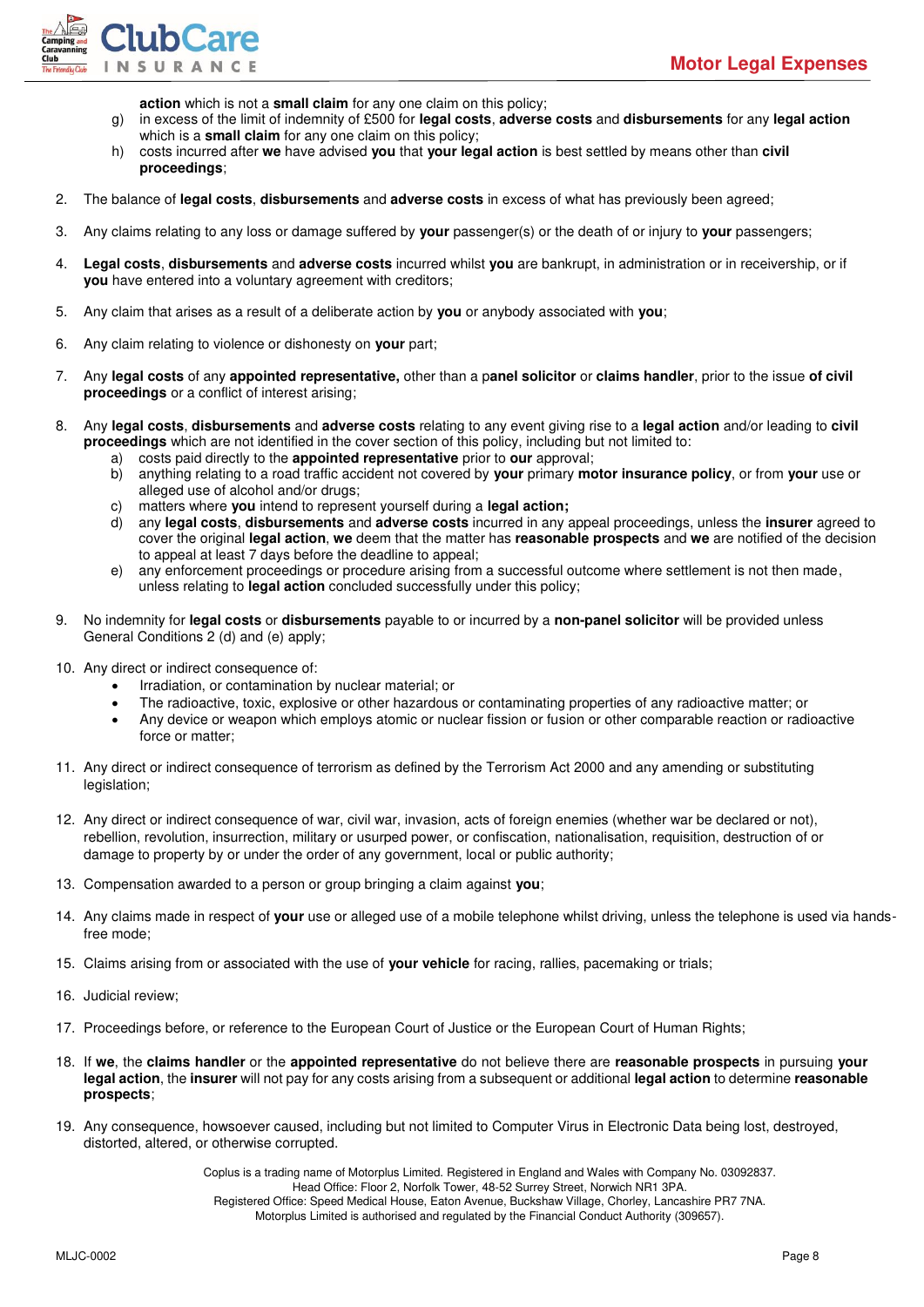**action** which is not a **small claim** for any one claim on this policy;

g) in excess of the limit of indemnity of £500 for **legal costs**, **adverse costs** and **disbursements** for any **legal action** which is a **small claim** for any one claim on this policy;
h) costs incurred after **we** have advised **you** that **your legal action** is best settled by means other than **civil proceedings**;

2. The balance of **legal costs**, **disbursements** and **adverse costs** in excess of what has previously been agreed;

3. Any claims relating to any loss or damage suffered by **your** passenger(s) or the death of or injury to **your** passengers;

4. **Legal costs**, **disbursements** and **adverse costs** incurred whilst **you** are bankrupt, in administration or in receivership, or if **you** have entered into a voluntary agreement with creditors;

5. Any claim that arises as a result of a deliberate action by **you** or anybody associated with **you**;

6. Any claim relating to violence or dishonesty on **your** part;

7. Any **legal costs** of any **appointed representative,** other than a p**anel solicitor** or **claims handler**, prior to the issue **of civil proceedings** or a conflict of interest arising;

8. Any **legal costs**, **disbursements** and **adverse costs** relating to any event giving rise to a **legal action** and/or leading to **civil proceedings** which are not identified in the cover section of this policy, including but not limited to:
   a) costs paid directly to the **appointed representative** prior to **our** approval;
   b) anything relating to a road traffic accident not covered by **your** primary **motor insurance policy**, or from **your** use or alleged use of alcohol and/or drugs;
   c) matters where **you** intend to represent yourself during a **legal action;**
   d) any **legal costs**, **disbursements** and **adverse costs** incurred in any appeal proceedings, unless the **insurer** agreed to cover the original **legal action**, **we** deem that the matter has **reasonable prospects** and **we** are notified of the decision to appeal at least 7 days before the deadline to appeal;
   e) any enforcement proceedings or procedure arising from a successful outcome where settlement is not then made, unless relating to **legal action** concluded successfully under this policy;

9. No indemnity for **legal costs** or **disbursements** payable to or incurred by a **non-panel solicitor** will be provided unless General Conditions 2 (d) and (e) apply;

10. Any direct or indirect consequence of:
    - Irradiation, or contamination by nuclear material; or
    - The radioactive, toxic, explosive or other hazardous or contaminating properties of any radioactive matter; or
    - Any device or weapon which employs atomic or nuclear fission or fusion or other comparable reaction or radioactive force or matter;

11. Any direct or indirect consequence of terrorism as defined by the Terrorism Act 2000 and any amending or substituting legislation;

12. Any direct or indirect consequence of war, civil war, invasion, acts of foreign enemies (whether war be declared or not), rebellion, revolution, insurrection, military or usurped power, or confiscation, nationalisation, requisition, destruction of or damage to property by or under the order of any government, local or public authority;

13. Compensation awarded to a person or group bringing a claim against **you**;

14. Any claims made in respect of **your** use or alleged use of a mobile telephone whilst driving, unless the telephone is used via hands-free mode;

15. Claims arising from or associated with the use of **your vehicle** for racing, rallies, pacemaking or trials;

16. Judicial review;

17. Proceedings before, or reference to the European Court of Justice or the European Court of Human Rights;

18. If **we**, the **claims handler** or the **appointed representative** do not believe there are **reasonable prospects** in pursuing **your legal action**, the **insurer** will not pay for any costs arising from a subsequent or additional **legal action** to determine **reasonable prospects**;

19. Any consequence, howsoever caused, including but not limited to Computer Virus in Electronic Data being lost, destroyed, distorted, altered, or otherwise corrupted.

Coplus is a trading name of Motorplus Limited. Registered in England and Wales with Company No. 03092837.
Head Office: Floor 2, Norfolk Tower, 48-52 Surrey Street, Norwich NR1 3PA.
Registered Office: Speed Medical House, Eaton Avenue, Buckshaw Village, Chorley, Lancashire PR7 7NA.
Motorplus Limited is authorised and regulated by the Financial Conduct Authority (309657).

MLJC-0002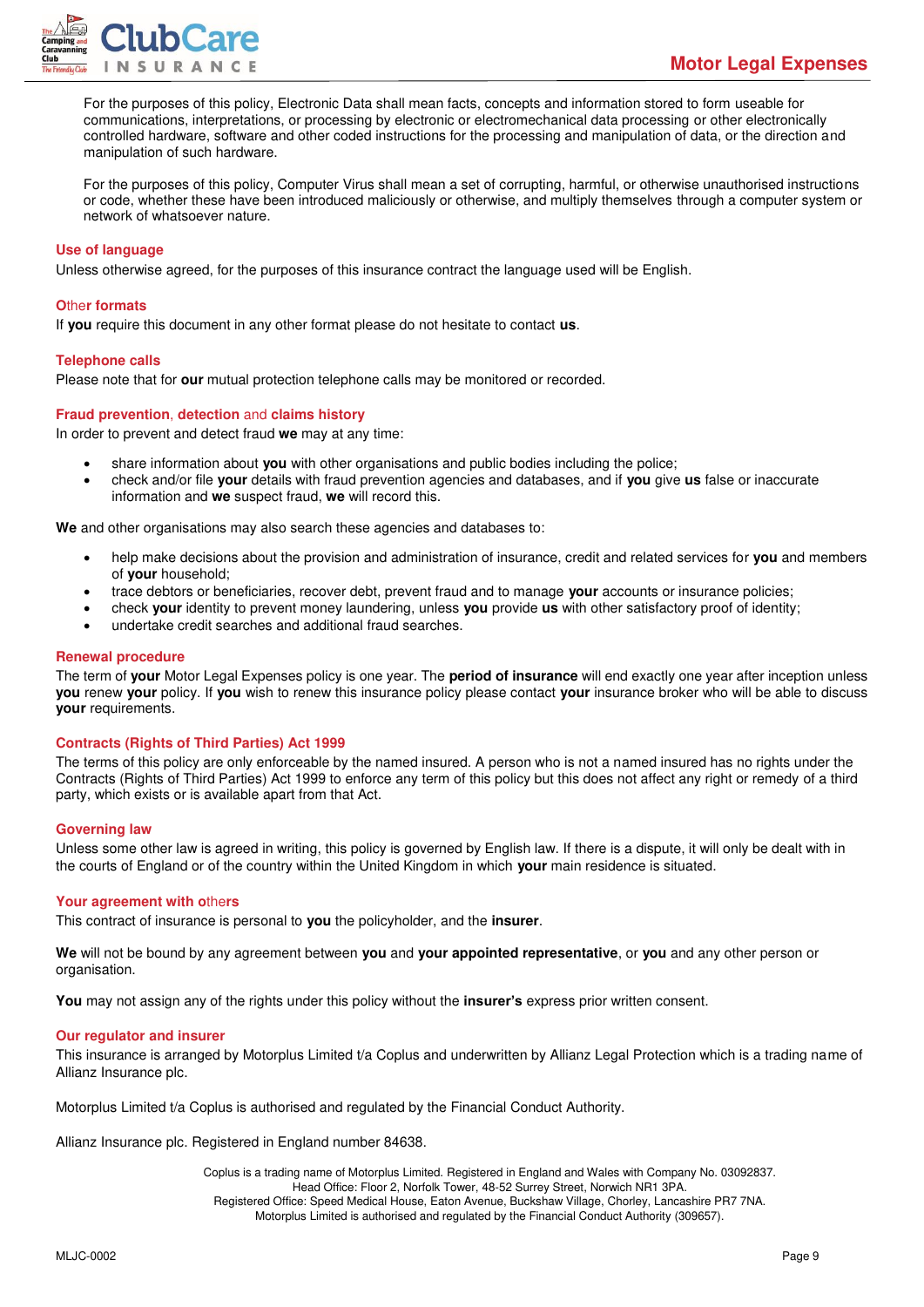For the purposes of this policy, Electronic Data shall mean facts, concepts and information stored to form useable for communications, interpretations, or processing by electronic or electromechanical data processing or other electronically controlled hardware, software and other coded instructions for the processing and manipulation of data, or the direction and manipulation of such hardware.

For the purposes of this policy, Computer Virus shall mean a set of corrupting, harmful, or otherwise unauthorised instructions or code, whether these have been introduced maliciously or otherwise, and multiply themselves through a computer system or network of whatsoever nature.

### Use of language

Unless otherwise agreed, for the purposes of this insurance contract the language used will be English.

### Other formats

If **you** require this document in any other format please do not hesitate to contact **us**.

### Telephone calls

Please note that for **our** mutual protection telephone calls may be monitored or recorded.

### Fraud prevention, detection and claims history

In order to prevent and detect fraud **we** may at any time:

- share information about **you** with other organisations and public bodies including the police;
- check and/or file **your** details with fraud prevention agencies and databases, and if **you** give **us** false or inaccurate information and **we** suspect fraud, **we** will record this.

**We** and other organisations may also search these agencies and databases to:

- help make decisions about the provision and administration of insurance, credit and related services for **you** and members of **your** household;
- trace debtors or beneficiaries, recover debt, prevent fraud and to manage **your** accounts or insurance policies;
- check **your** identity to prevent money laundering, unless **you** provide **us** with other satisfactory proof of identity;
- undertake credit searches and additional fraud searches.

### Renewal procedure

The term of **your** Motor Legal Expenses policy is one year. The **period of insurance** will end exactly one year after inception unless **you** renew **your** policy. If **you** wish to renew this insurance policy please contact **your** insurance broker who will be able to discuss **your** requirements.

### Contracts (Rights of Third Parties) Act 1999

The terms of this policy are only enforceable by the named insured. A person who is not a named insured has no rights under the Contracts (Rights of Third Parties) Act 1999 to enforce any term of this policy but this does not affect any right or remedy of a third party, which exists or is available apart from that Act.

### Governing law

Unless some other law is agreed in writing, this policy is governed by English law. If there is a dispute, it will only be dealt with in the courts of England or of the country within the United Kingdom in which **your** main residence is situated.

### Your agreement with others

This contract of insurance is personal to **you** the policyholder, and the **insurer**.

**We** will not be bound by any agreement between **you** and **your appointed representative**, or **you** and any other person or organisation.

**You** may not assign any of the rights under this policy without the **insurer's** express prior written consent.

### Our regulator and insurer

This insurance is arranged by Motorplus Limited t/a Coplus and underwritten by Allianz Legal Protection which is a trading name of Allianz Insurance plc.

Motorplus Limited t/a Coplus is authorised and regulated by the Financial Conduct Authority.

Allianz Insurance plc. Registered in England number 84638.

Coplus is a trading name of Motorplus Limited. Registered in England and Wales with Company No. 03092837.
Head Office: Floor 2, Norfolk Tower, 48-52 Surrey Street, Norwich NR1 3PA.
Registered Office: Speed Medical House, Eaton Avenue, Buckshaw Village, Chorley, Lancashire PR7 7NA.
Motorplus Limited is authorised and regulated by the Financial Conduct Authority (309657).

MLJC-0002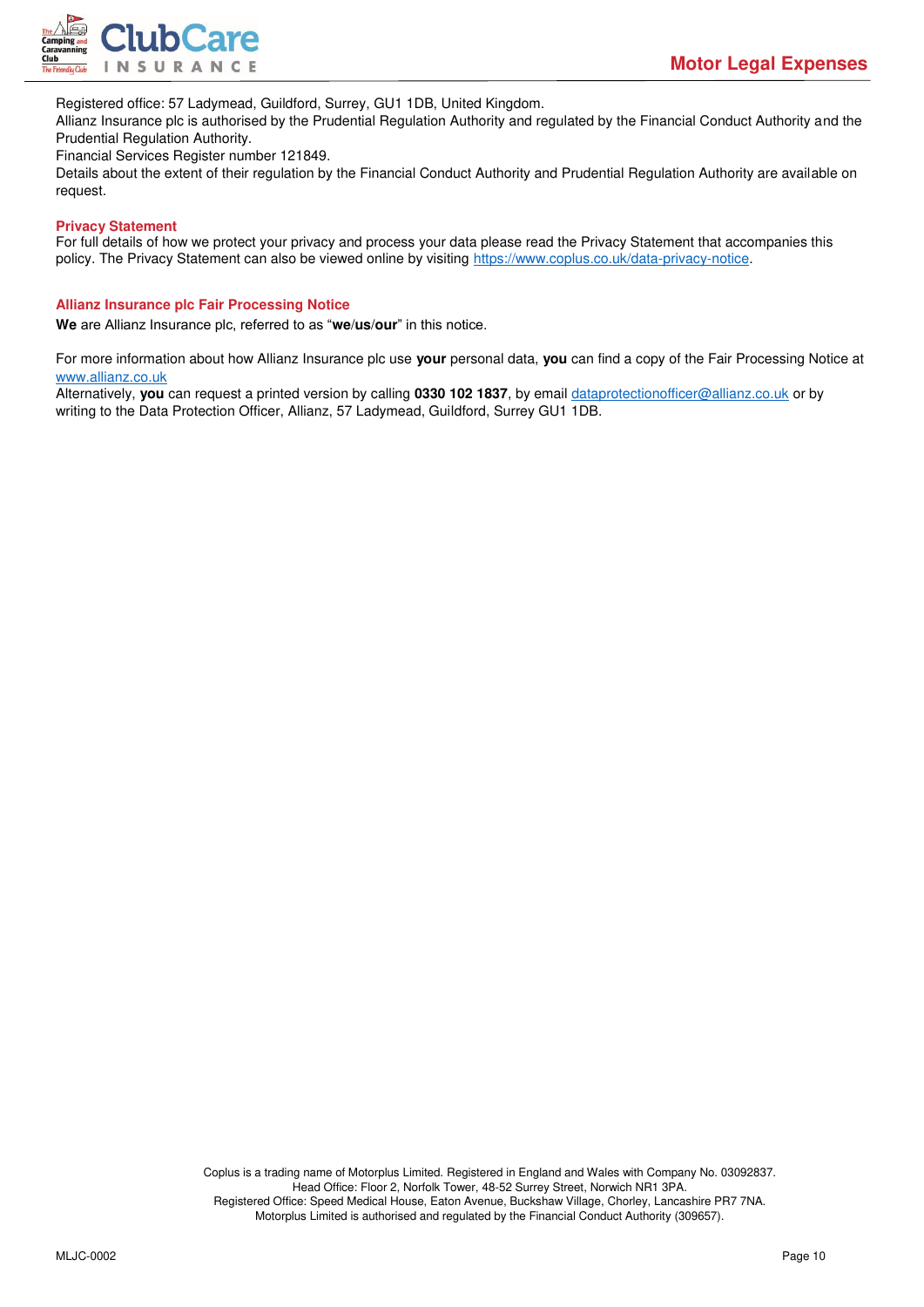Registered office: 57 Ladymead, Guildford, Surrey, GU1 1DB, United Kingdom.
Allianz Insurance plc is authorised by the Prudential Regulation Authority and regulated by the Financial Conduct Authority and the Prudential Regulation Authority.
Financial Services Register number 121849.
Details about the extent of their regulation by the Financial Conduct Authority and Prudential Regulation Authority are available on request.

### Privacy Statement

For full details of how we protect your privacy and process your data please read the Privacy Statement that accompanies this policy. The Privacy Statement can also be viewed online by visiting https://www.coplus.co.uk/data-privacy-notice.

### Allianz Insurance plc Fair Processing Notice

**We** are Allianz Insurance plc, referred to as "**we**/**us**/**our**" in this notice.

For more information about how Allianz Insurance plc use **your** personal data, **you** can find a copy of the Fair Processing Notice at www.allianz.co.uk
Alternatively, **you** can request a printed version by calling **0330 102 1837**, by email dataprotectionofficer@allianz.co.uk or by writing to the Data Protection Officer, Allianz, 57 Ladymead, Guildford, Surrey GU1 1DB.